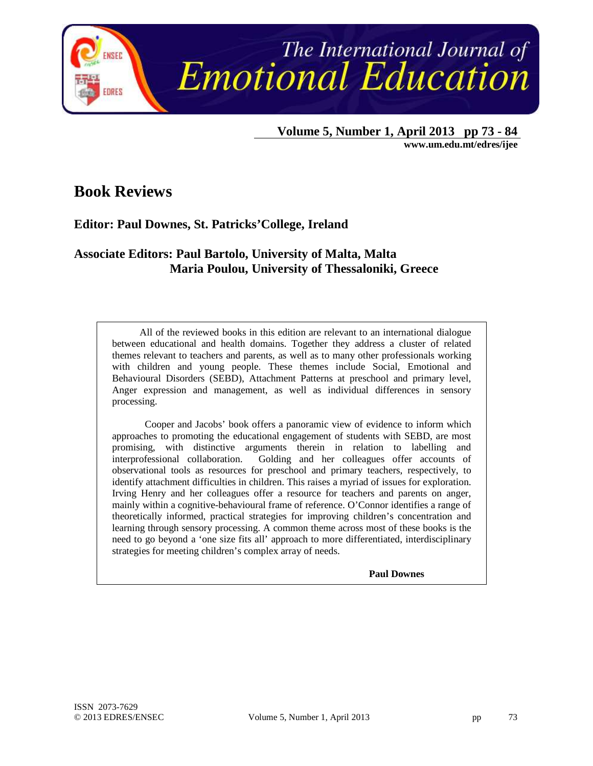# Book Reviews

**Editor: Paul Downes, St. Patricks'College, Ireland**

**Associate Editors: Paul Bartolo, University of Malta, Malta**
**Maria Poulou, University of Thessaloniki, Greece**

All of the reviewed books in this edition are relevant to an international dialogue between educational and health domains. Together they address a cluster of related themes relevant to teachers and parents, as well as to many other professionals working with children and young people. These themes include Social, Emotional and Behavioural Disorders (SEBD), Attachment Patterns at preschool and primary level, Anger expression and management, as well as individual differences in sensory processing.

Cooper and Jacobs' book offers a panoramic view of evidence to inform which approaches to promoting the educational engagement of students with SEBD, are most promising, with distinctive arguments therein in relation to labelling and interprofessional collaboration. Golding and her colleagues offer accounts of observational tools as resources for preschool and primary teachers, respectively, to identify attachment difficulties in children. This raises a myriad of issues for exploration. Irving Henry and her colleagues offer a resource for teachers and parents on anger, mainly within a cognitive-behavioural frame of reference. O'Connor identifies a range of theoretically informed, practical strategies for improving children's concentration and learning through sensory processing. A common theme across most of these books is the need to go beyond a 'one size fits all' approach to more differentiated, interdisciplinary strategies for meeting children's complex array of needs.

**Paul Downes**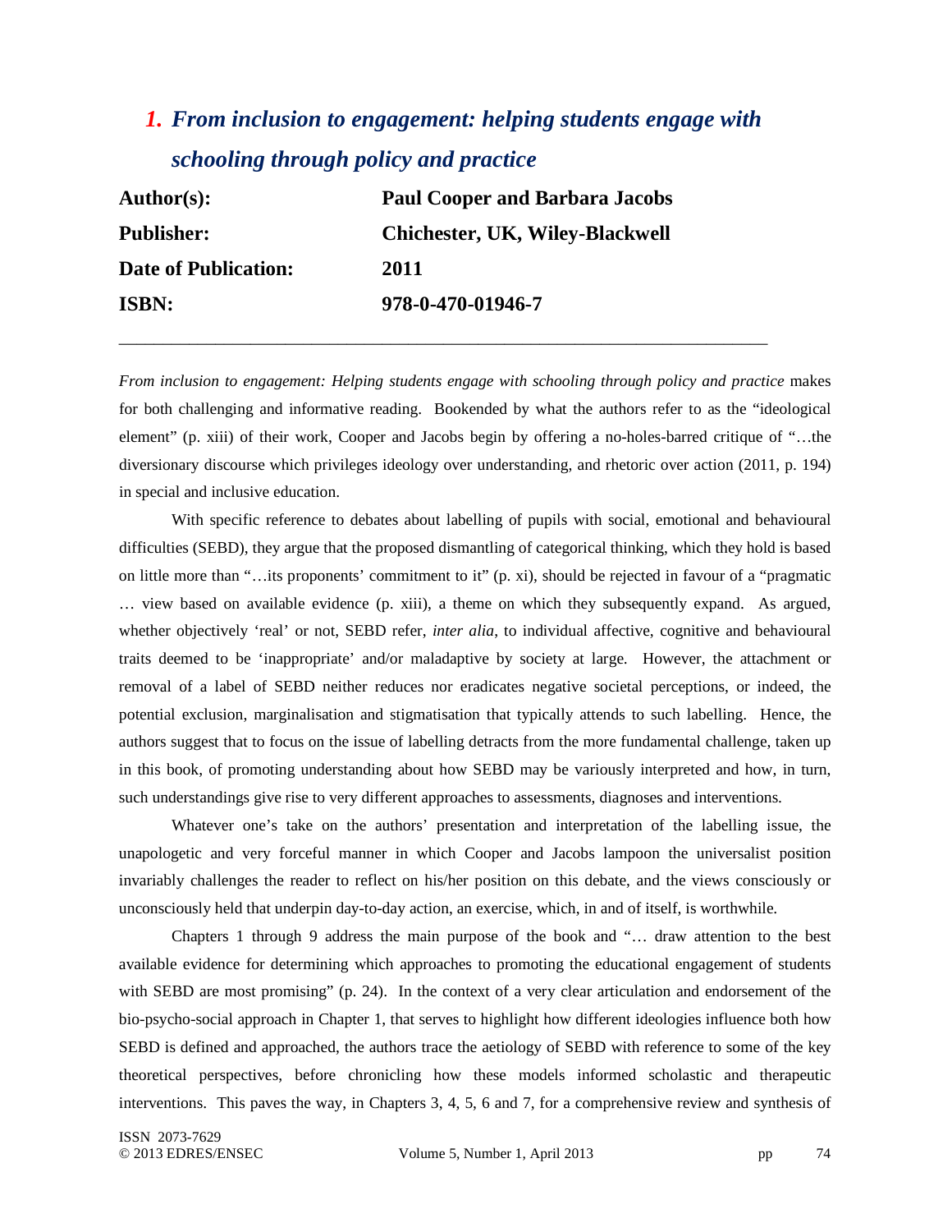## *1. From inclusion to engagement: helping students engage with schooling through policy and practice*

| | |
|---|---|
| **Author(s):** | **Paul Cooper and Barbara Jacobs** |
| **Publisher:** | **Chichester, UK, Wiley-Blackwell** |
| **Date of Publication:** | **2011** |
| **ISBN:** | **978-0-470-01946-7** |

---

*From inclusion to engagement: Helping students engage with schooling through policy and practice* makes for both challenging and informative reading. Bookended by what the authors refer to as the "ideological element" (p. xiii) of their work, Cooper and Jacobs begin by offering a no-holes-barred critique of "…the diversionary discourse which privileges ideology over understanding, and rhetoric over action (2011, p. 194) in special and inclusive education.

With specific reference to debates about labelling of pupils with social, emotional and behavioural difficulties (SEBD), they argue that the proposed dismantling of categorical thinking, which they hold is based on little more than "…its proponents' commitment to it" (p. xi), should be rejected in favour of a "pragmatic … view based on available evidence (p. xiii), a theme on which they subsequently expand. As argued, whether objectively 'real' or not, SEBD refer, *inter alia*, to individual affective, cognitive and behavioural traits deemed to be 'inappropriate' and/or maladaptive by society at large. However, the attachment or removal of a label of SEBD neither reduces nor eradicates negative societal perceptions, or indeed, the potential exclusion, marginalisation and stigmatisation that typically attends to such labelling. Hence, the authors suggest that to focus on the issue of labelling detracts from the more fundamental challenge, taken up in this book, of promoting understanding about how SEBD may be variously interpreted and how, in turn, such understandings give rise to very different approaches to assessments, diagnoses and interventions.

Whatever one's take on the authors' presentation and interpretation of the labelling issue, the unapologetic and very forceful manner in which Cooper and Jacobs lampoon the universalist position invariably challenges the reader to reflect on his/her position on this debate, and the views consciously or unconsciously held that underpin day-to-day action, an exercise, which, in and of itself, is worthwhile.

Chapters 1 through 9 address the main purpose of the book and "… draw attention to the best available evidence for determining which approaches to promoting the educational engagement of students with SEBD are most promising" (p. 24). In the context of a very clear articulation and endorsement of the bio-psycho-social approach in Chapter 1, that serves to highlight how different ideologies influence both how SEBD is defined and approached, the authors trace the aetiology of SEBD with reference to some of the key theoretical perspectives, before chronicling how these models informed scholastic and therapeutic interventions. This paves the way, in Chapters 3, 4, 5, 6 and 7, for a comprehensive review and synthesis of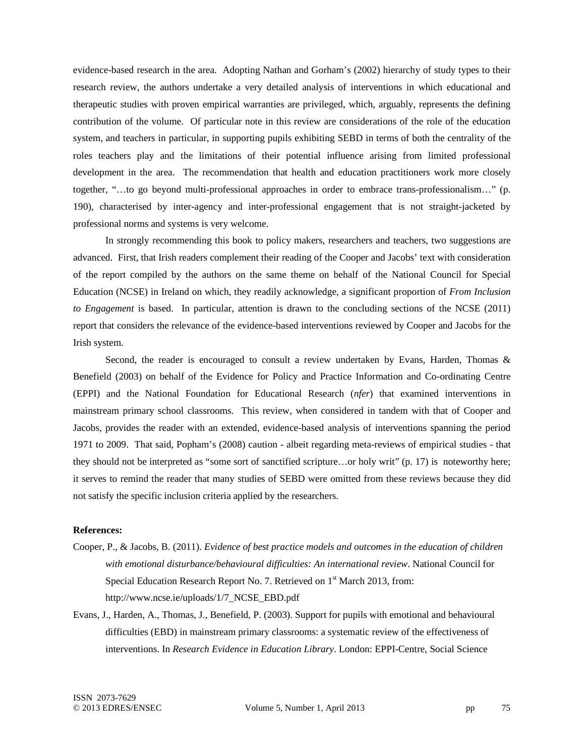evidence-based research in the area. Adopting Nathan and Gorham's (2002) hierarchy of study types to their research review, the authors undertake a very detailed analysis of interventions in which educational and therapeutic studies with proven empirical warranties are privileged, which, arguably, represents the defining contribution of the volume. Of particular note in this review are considerations of the role of the education system, and teachers in particular, in supporting pupils exhibiting SEBD in terms of both the centrality of the roles teachers play and the limitations of their potential influence arising from limited professional development in the area. The recommendation that health and education practitioners work more closely together, "…to go beyond multi-professional approaches in order to embrace trans-professionalism…" (p. 190), characterised by inter-agency and inter-professional engagement that is not straight-jacketed by professional norms and systems is very welcome.

In strongly recommending this book to policy makers, researchers and teachers, two suggestions are advanced. First, that Irish readers complement their reading of the Cooper and Jacobs' text with consideration of the report compiled by the authors on the same theme on behalf of the National Council for Special Education (NCSE) in Ireland on which, they readily acknowledge, a significant proportion of *From Inclusion to Engagement* is based. In particular, attention is drawn to the concluding sections of the NCSE (2011) report that considers the relevance of the evidence-based interventions reviewed by Cooper and Jacobs for the Irish system.

Second, the reader is encouraged to consult a review undertaken by Evans, Harden, Thomas & Benefield (2003) on behalf of the Evidence for Policy and Practice Information and Co-ordinating Centre (EPPI) and the National Foundation for Educational Research (*nfer*) that examined interventions in mainstream primary school classrooms. This review, when considered in tandem with that of Cooper and Jacobs, provides the reader with an extended, evidence-based analysis of interventions spanning the period 1971 to 2009. That said, Popham's (2008) caution - albeit regarding meta-reviews of empirical studies - that they should not be interpreted as "some sort of sanctified scripture…or holy writ" (p. 17) is noteworthy here; it serves to remind the reader that many studies of SEBD were omitted from these reviews because they did not satisfy the specific inclusion criteria applied by the researchers.

**References:**

Cooper, P., & Jacobs, B. (2011). *Evidence of best practice models and outcomes in the education of children with emotional disturbance/behavioural difficulties: An international review*. National Council for Special Education Research Report No. 7. Retrieved on 1st March 2013, from: http://www.ncse.ie/uploads/1/7_NCSE_EBD.pdf

Evans, J., Harden, A., Thomas, J., Benefield, P. (2003). Support for pupils with emotional and behavioural difficulties (EBD) in mainstream primary classrooms: a systematic review of the effectiveness of interventions. In *Research Evidence in Education Library*. London: EPPI-Centre, Social Science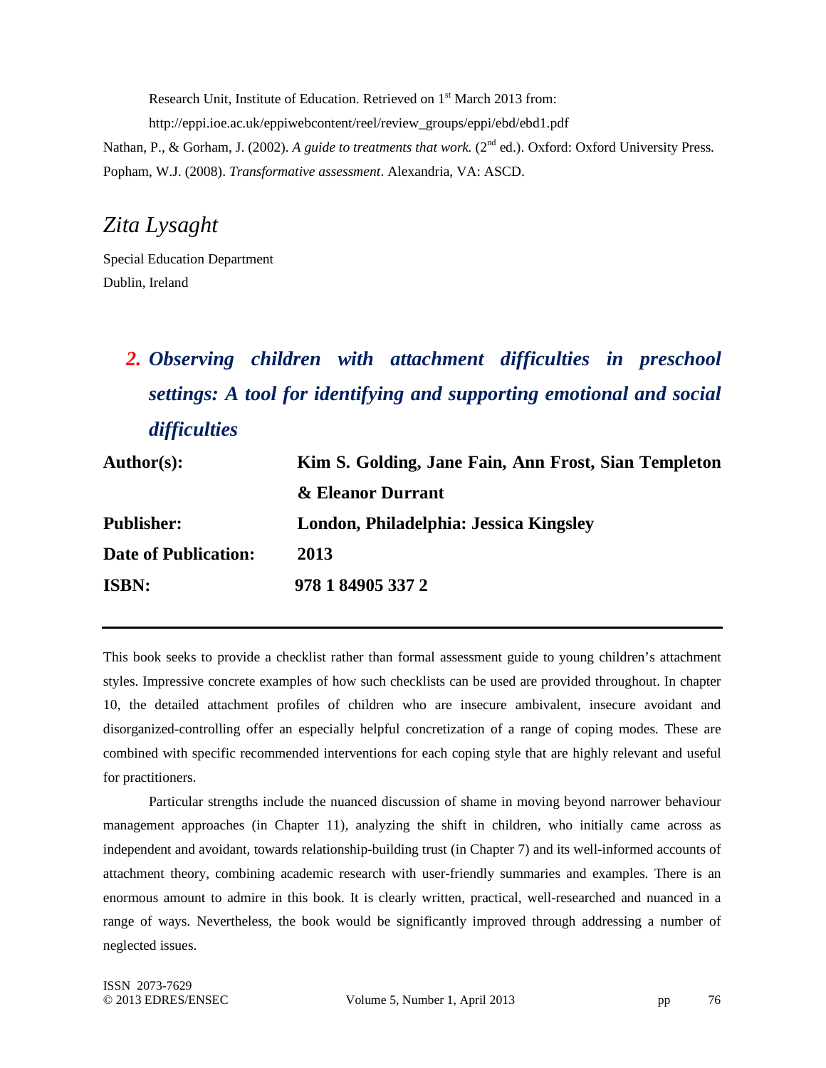Research Unit, Institute of Education. Retrieved on 1st March 2013 from: http://eppi.ioe.ac.uk/eppiwebcontent/reel/review_groups/eppi/ebd/ebd1.pdf

Nathan, P., & Gorham, J. (2002). *A guide to treatments that work.* (2nd ed.). Oxford: Oxford University Press.

Popham, W.J. (2008). *Transformative assessment*. Alexandria, VA: ASCD.

## *Zita Lysaght*

Special Education Department
Dublin, Ireland

# 2. *Observing children with attachment difficulties in preschool settings: A tool for identifying and supporting emotional and social difficulties*

| | |
|---|---|
| **Author(s):** | **Kim S. Golding, Jane Fain, Ann Frost, Sian Templeton & Eleanor Durrant** |
| **Publisher:** | **London, Philadelphia: Jessica Kingsley** |
| **Date of Publication:** | **2013** |
| **ISBN:** | **978 1 84905 337 2** |

This book seeks to provide a checklist rather than formal assessment guide to young children's attachment styles. Impressive concrete examples of how such checklists can be used are provided throughout. In chapter 10, the detailed attachment profiles of children who are insecure ambivalent, insecure avoidant and disorganized-controlling offer an especially helpful concretization of a range of coping modes. These are combined with specific recommended interventions for each coping style that are highly relevant and useful for practitioners.

Particular strengths include the nuanced discussion of shame in moving beyond narrower behaviour management approaches (in Chapter 11), analyzing the shift in children, who initially came across as independent and avoidant, towards relationship-building trust (in Chapter 7) and its well-informed accounts of attachment theory, combining academic research with user-friendly summaries and examples. There is an enormous amount to admire in this book. It is clearly written, practical, well-researched and nuanced in a range of ways. Nevertheless, the book would be significantly improved through addressing a number of neglected issues.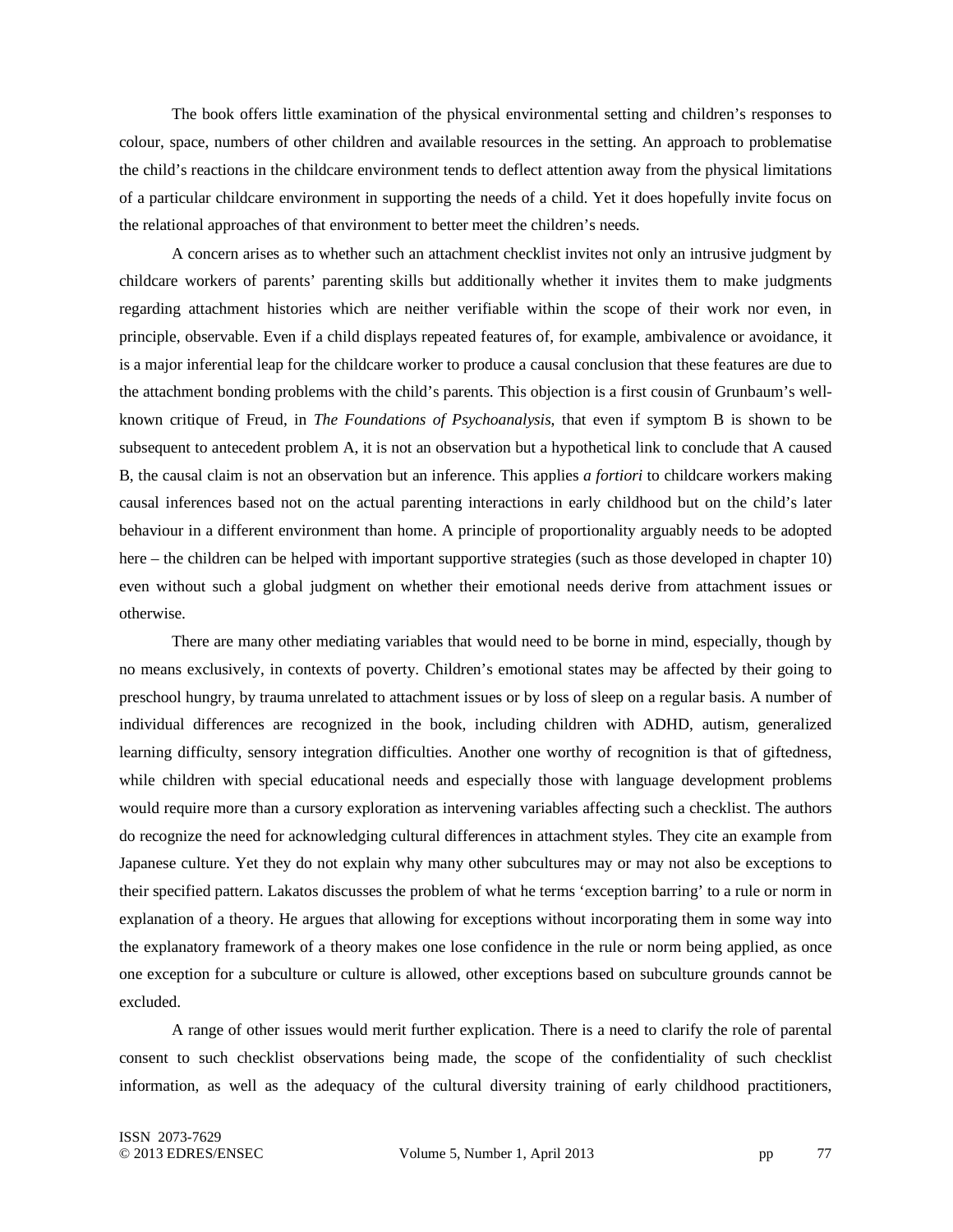The book offers little examination of the physical environmental setting and children's responses to colour, space, numbers of other children and available resources in the setting. An approach to problematise the child's reactions in the childcare environment tends to deflect attention away from the physical limitations of a particular childcare environment in supporting the needs of a child. Yet it does hopefully invite focus on the relational approaches of that environment to better meet the children's needs.

A concern arises as to whether such an attachment checklist invites not only an intrusive judgment by childcare workers of parents' parenting skills but additionally whether it invites them to make judgments regarding attachment histories which are neither verifiable within the scope of their work nor even, in principle, observable. Even if a child displays repeated features of, for example, ambivalence or avoidance, it is a major inferential leap for the childcare worker to produce a causal conclusion that these features are due to the attachment bonding problems with the child's parents. This objection is a first cousin of Grunbaum's well-known critique of Freud, in *The Foundations of Psychoanalysis*, that even if symptom B is shown to be subsequent to antecedent problem A, it is not an observation but a hypothetical link to conclude that A caused B, the causal claim is not an observation but an inference. This applies *a fortiori* to childcare workers making causal inferences based not on the actual parenting interactions in early childhood but on the child's later behaviour in a different environment than home. A principle of proportionality arguably needs to be adopted here – the children can be helped with important supportive strategies (such as those developed in chapter 10) even without such a global judgment on whether their emotional needs derive from attachment issues or otherwise.

There are many other mediating variables that would need to be borne in mind, especially, though by no means exclusively, in contexts of poverty. Children's emotional states may be affected by their going to preschool hungry, by trauma unrelated to attachment issues or by loss of sleep on a regular basis. A number of individual differences are recognized in the book, including children with ADHD, autism, generalized learning difficulty, sensory integration difficulties. Another one worthy of recognition is that of giftedness, while children with special educational needs and especially those with language development problems would require more than a cursory exploration as intervening variables affecting such a checklist. The authors do recognize the need for acknowledging cultural differences in attachment styles. They cite an example from Japanese culture. Yet they do not explain why many other subcultures may or may not also be exceptions to their specified pattern. Lakatos discusses the problem of what he terms 'exception barring' to a rule or norm in explanation of a theory. He argues that allowing for exceptions without incorporating them in some way into the explanatory framework of a theory makes one lose confidence in the rule or norm being applied, as once one exception for a subculture or culture is allowed, other exceptions based on subculture grounds cannot be excluded.

A range of other issues would merit further explication. There is a need to clarify the role of parental consent to such checklist observations being made, the scope of the confidentiality of such checklist information, as well as the adequacy of the cultural diversity training of early childhood practitioners,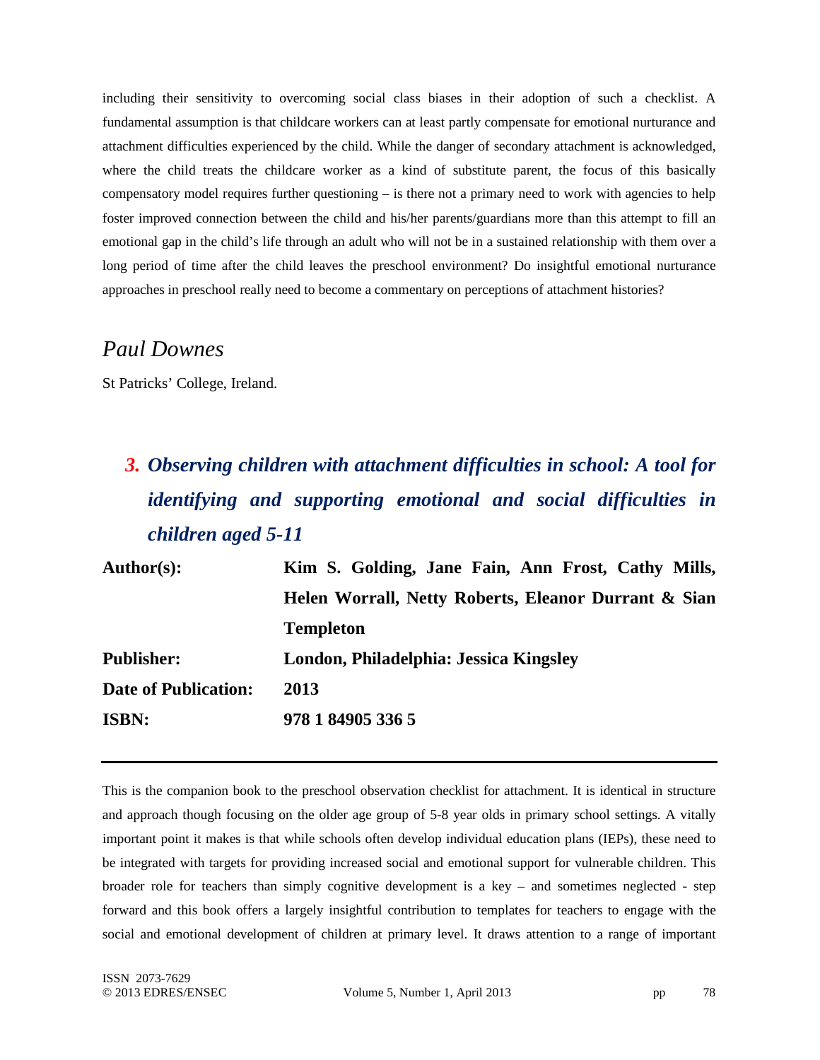including their sensitivity to overcoming social class biases in their adoption of such a checklist. A fundamental assumption is that childcare workers can at least partly compensate for emotional nurturance and attachment difficulties experienced by the child. While the danger of secondary attachment is acknowledged, where the child treats the childcare worker as a kind of substitute parent, the focus of this basically compensatory model requires further questioning – is there not a primary need to work with agencies to help foster improved connection between the child and his/her parents/guardians more than this attempt to fill an emotional gap in the child's life through an adult who will not be in a sustained relationship with them over a long period of time after the child leaves the preschool environment? Do insightful emotional nurturance approaches in preschool really need to become a commentary on perceptions of attachment histories?

## *Paul Downes*

St Patricks' College, Ireland.

## *3. Observing children with attachment difficulties in school: A tool for identifying and supporting emotional and social difficulties in children aged 5-11*

| | |
|---|---|
| **Author(s):** | **Kim S. Golding, Jane Fain, Ann Frost, Cathy Mills, Helen Worrall, Netty Roberts, Eleanor Durrant & Sian Templeton** |
| **Publisher:** | **London, Philadelphia: Jessica Kingsley** |
| **Date of Publication:** | **2013** |
| **ISBN:** | **978 1 84905 336 5** |

---

This is the companion book to the preschool observation checklist for attachment. It is identical in structure and approach though focusing on the older age group of 5-8 year olds in primary school settings. A vitally important point it makes is that while schools often develop individual education plans (IEPs), these need to be integrated with targets for providing increased social and emotional support for vulnerable children. This broader role for teachers than simply cognitive development is a key – and sometimes neglected - step forward and this book offers a largely insightful contribution to templates for teachers to engage with the social and emotional development of children at primary level. It draws attention to a range of important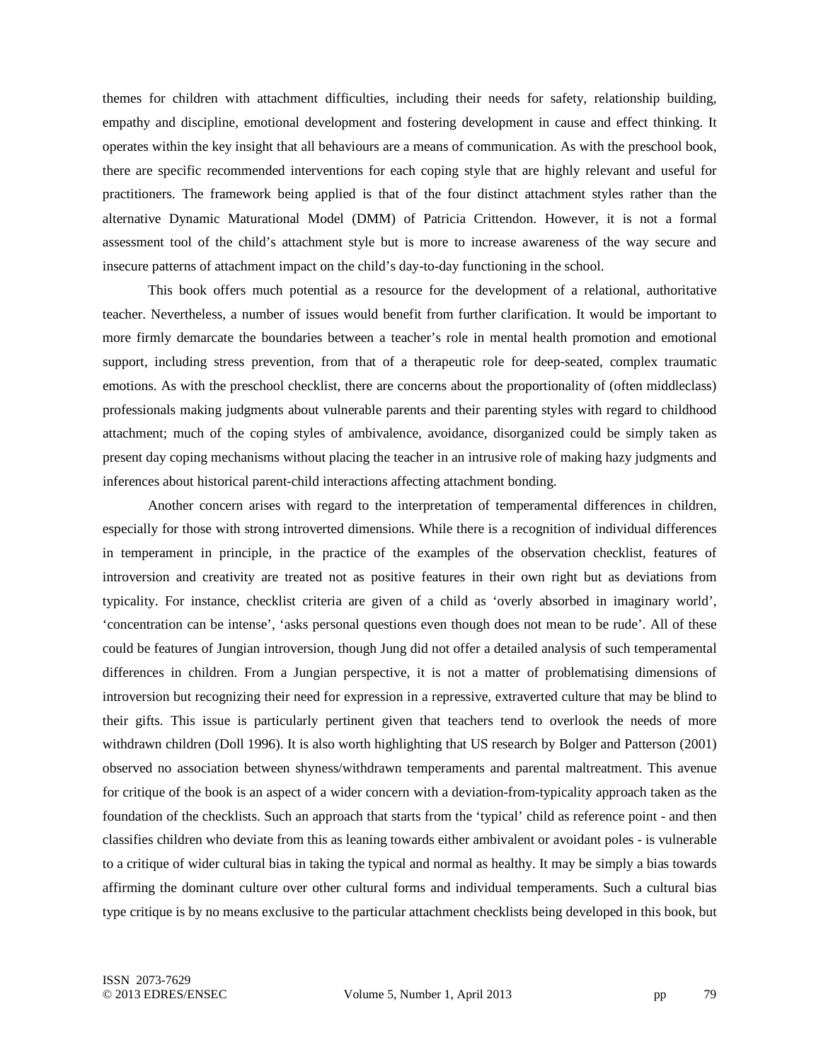themes for children with attachment difficulties, including their needs for safety, relationship building, empathy and discipline, emotional development and fostering development in cause and effect thinking. It operates within the key insight that all behaviours are a means of communication. As with the preschool book, there are specific recommended interventions for each coping style that are highly relevant and useful for practitioners. The framework being applied is that of the four distinct attachment styles rather than the alternative Dynamic Maturational Model (DMM) of Patricia Crittendon. However, it is not a formal assessment tool of the child's attachment style but is more to increase awareness of the way secure and insecure patterns of attachment impact on the child's day-to-day functioning in the school.

This book offers much potential as a resource for the development of a relational, authoritative teacher. Nevertheless, a number of issues would benefit from further clarification. It would be important to more firmly demarcate the boundaries between a teacher's role in mental health promotion and emotional support, including stress prevention, from that of a therapeutic role for deep-seated, complex traumatic emotions. As with the preschool checklist, there are concerns about the proportionality of (often middleclass) professionals making judgments about vulnerable parents and their parenting styles with regard to childhood attachment; much of the coping styles of ambivalence, avoidance, disorganized could be simply taken as present day coping mechanisms without placing the teacher in an intrusive role of making hazy judgments and inferences about historical parent-child interactions affecting attachment bonding.

Another concern arises with regard to the interpretation of temperamental differences in children, especially for those with strong introverted dimensions. While there is a recognition of individual differences in temperament in principle, in the practice of the examples of the observation checklist, features of introversion and creativity are treated not as positive features in their own right but as deviations from typicality. For instance, checklist criteria are given of a child as 'overly absorbed in imaginary world', 'concentration can be intense', 'asks personal questions even though does not mean to be rude'. All of these could be features of Jungian introversion, though Jung did not offer a detailed analysis of such temperamental differences in children. From a Jungian perspective, it is not a matter of problematising dimensions of introversion but recognizing their need for expression in a repressive, extraverted culture that may be blind to their gifts. This issue is particularly pertinent given that teachers tend to overlook the needs of more withdrawn children (Doll 1996). It is also worth highlighting that US research by Bolger and Patterson (2001) observed no association between shyness/withdrawn temperaments and parental maltreatment. This avenue for critique of the book is an aspect of a wider concern with a deviation-from-typicality approach taken as the foundation of the checklists. Such an approach that starts from the 'typical' child as reference point - and then classifies children who deviate from this as leaning towards either ambivalent or avoidant poles - is vulnerable to a critique of wider cultural bias in taking the typical and normal as healthy. It may be simply a bias towards affirming the dominant culture over other cultural forms and individual temperaments. Such a cultural bias type critique is by no means exclusive to the particular attachment checklists being developed in this book, but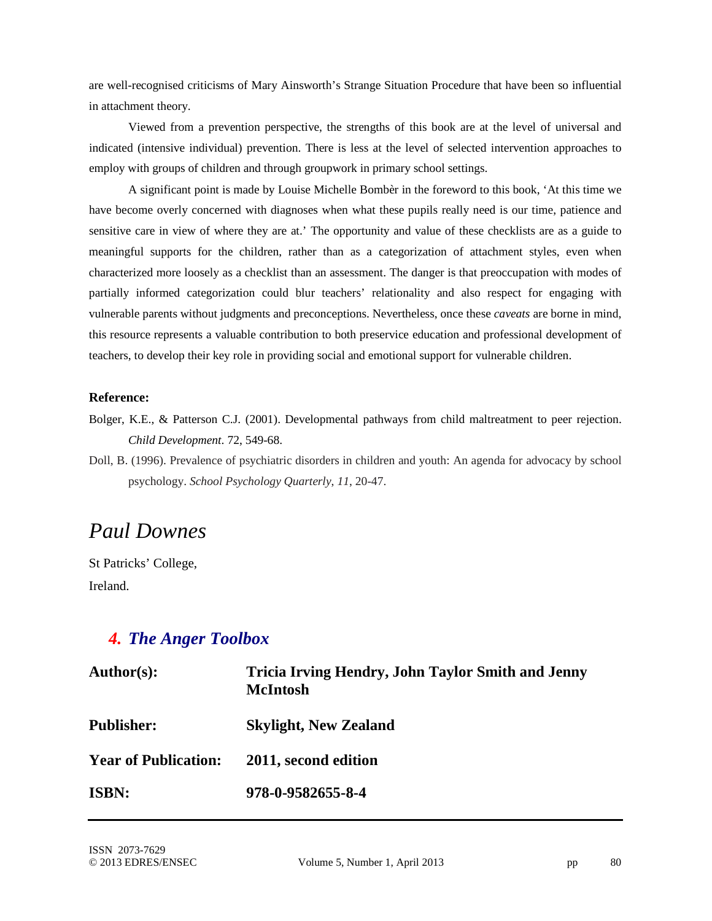are well-recognised criticisms of Mary Ainsworth's Strange Situation Procedure that have been so influential in attachment theory.

Viewed from a prevention perspective, the strengths of this book are at the level of universal and indicated (intensive individual) prevention. There is less at the level of selected intervention approaches to employ with groups of children and through groupwork in primary school settings.

A significant point is made by Louise Michelle Bombèr in the foreword to this book, 'At this time we have become overly concerned with diagnoses when what these pupils really need is our time, patience and sensitive care in view of where they are at.' The opportunity and value of these checklists are as a guide to meaningful supports for the children, rather than as a categorization of attachment styles, even when characterized more loosely as a checklist than an assessment. The danger is that preoccupation with modes of partially informed categorization could blur teachers' relationality and also respect for engaging with vulnerable parents without judgments and preconceptions. Nevertheless, once these *caveats* are borne in mind, this resource represents a valuable contribution to both preservice education and professional development of teachers, to develop their key role in providing social and emotional support for vulnerable children.

**Reference:**

Bolger, K.E., & Patterson C.J. (2001). Developmental pathways from child maltreatment to peer rejection. *Child Development*. 72, 549-68.

Doll, B. (1996). Prevalence of psychiatric disorders in children and youth: An agenda for advocacy by school psychology. *School Psychology Quarterly, 11*, 20-47.

*Paul Downes*

St Patricks' College,

Ireland.

## *4. The Anger Toolbox*

| | |
|---|---|
| **Author(s):** | **Tricia Irving Hendry, John Taylor Smith and Jenny McIntosh** |
| **Publisher:** | **Skylight, New Zealand** |
| **Year of Publication:** | **2011, second edition** |
| **ISBN:** | **978-0-9582655-8-4** |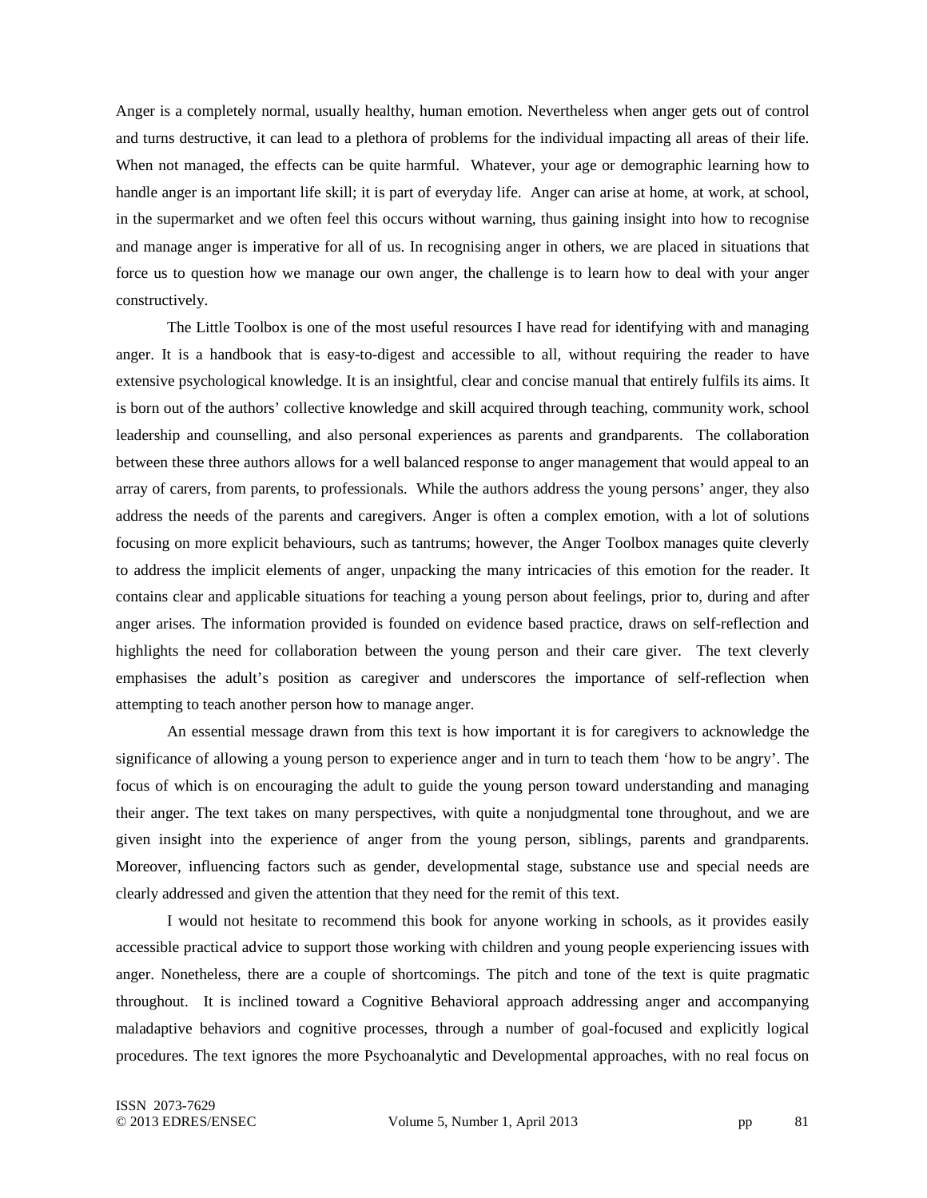Anger is a completely normal, usually healthy, human emotion. Nevertheless when anger gets out of control and turns destructive, it can lead to a plethora of problems for the individual impacting all areas of their life. When not managed, the effects can be quite harmful. Whatever, your age or demographic learning how to handle anger is an important life skill; it is part of everyday life. Anger can arise at home, at work, at school, in the supermarket and we often feel this occurs without warning, thus gaining insight into how to recognise and manage anger is imperative for all of us. In recognising anger in others, we are placed in situations that force us to question how we manage our own anger, the challenge is to learn how to deal with your anger constructively.

The Little Toolbox is one of the most useful resources I have read for identifying with and managing anger. It is a handbook that is easy-to-digest and accessible to all, without requiring the reader to have extensive psychological knowledge. It is an insightful, clear and concise manual that entirely fulfils its aims. It is born out of the authors' collective knowledge and skill acquired through teaching, community work, school leadership and counselling, and also personal experiences as parents and grandparents. The collaboration between these three authors allows for a well balanced response to anger management that would appeal to an array of carers, from parents, to professionals. While the authors address the young persons' anger, they also address the needs of the parents and caregivers. Anger is often a complex emotion, with a lot of solutions focusing on more explicit behaviours, such as tantrums; however, the Anger Toolbox manages quite cleverly to address the implicit elements of anger, unpacking the many intricacies of this emotion for the reader. It contains clear and applicable situations for teaching a young person about feelings, prior to, during and after anger arises. The information provided is founded on evidence based practice, draws on self-reflection and highlights the need for collaboration between the young person and their care giver. The text cleverly emphasises the adult's position as caregiver and underscores the importance of self-reflection when attempting to teach another person how to manage anger.

An essential message drawn from this text is how important it is for caregivers to acknowledge the significance of allowing a young person to experience anger and in turn to teach them 'how to be angry'. The focus of which is on encouraging the adult to guide the young person toward understanding and managing their anger. The text takes on many perspectives, with quite a nonjudgmental tone throughout, and we are given insight into the experience of anger from the young person, siblings, parents and grandparents. Moreover, influencing factors such as gender, developmental stage, substance use and special needs are clearly addressed and given the attention that they need for the remit of this text.

I would not hesitate to recommend this book for anyone working in schools, as it provides easily accessible practical advice to support those working with children and young people experiencing issues with anger. Nonetheless, there are a couple of shortcomings. The pitch and tone of the text is quite pragmatic throughout. It is inclined toward a Cognitive Behavioral approach addressing anger and accompanying maladaptive behaviors and cognitive processes, through a number of goal-focused and explicitly logical procedures. The text ignores the more Psychoanalytic and Developmental approaches, with no real focus on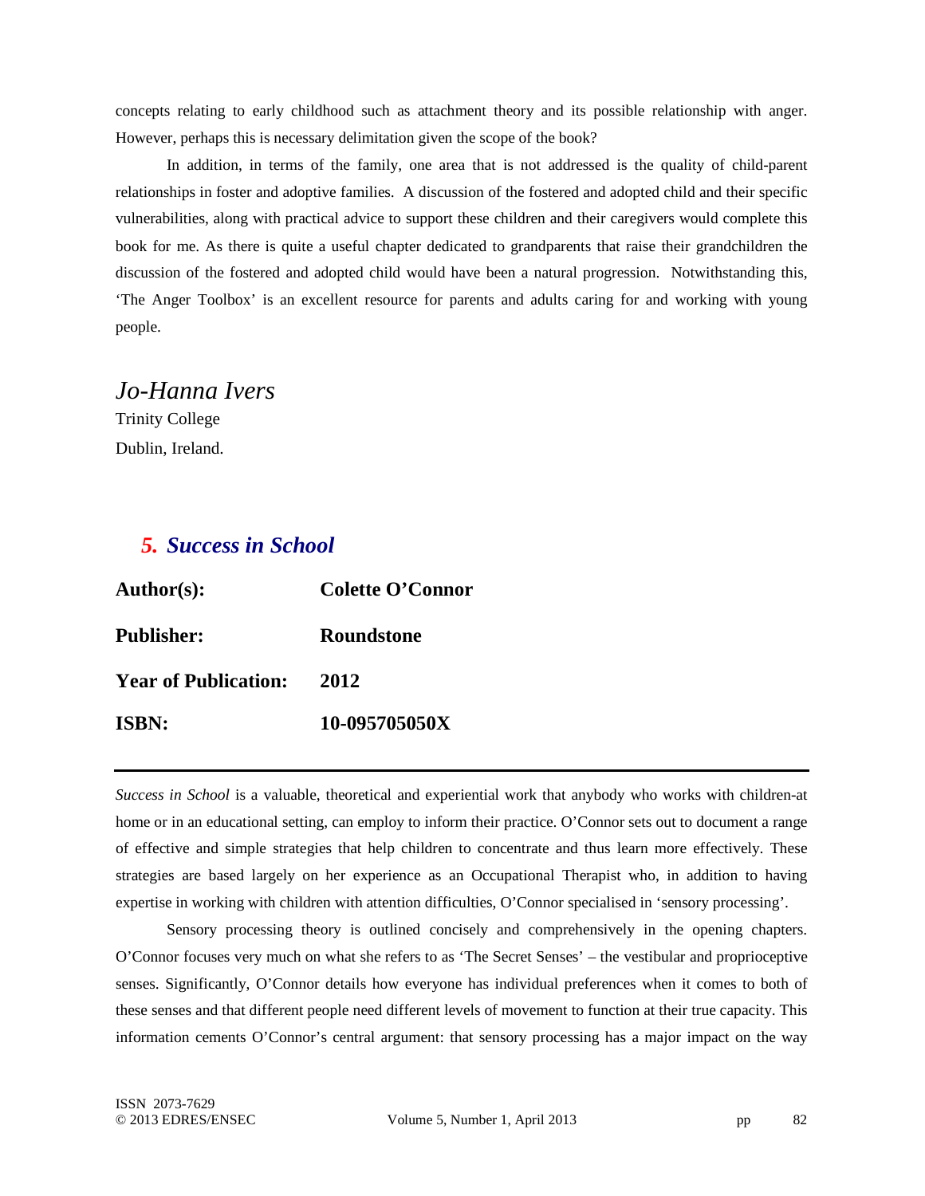concepts relating to early childhood such as attachment theory and its possible relationship with anger. However, perhaps this is necessary delimitation given the scope of the book?

In addition, in terms of the family, one area that is not addressed is the quality of child-parent relationships in foster and adoptive families. A discussion of the fostered and adopted child and their specific vulnerabilities, along with practical advice to support these children and their caregivers would complete this book for me. As there is quite a useful chapter dedicated to grandparents that raise their grandchildren the discussion of the fostered and adopted child would have been a natural progression. Notwithstanding this, 'The Anger Toolbox' is an excellent resource for parents and adults caring for and working with young people.

*Jo-Hanna Ivers*
Trinity College
Dublin, Ireland.

## *5. Success in School*

| | |
|---|---|
| **Author(s):** | **Colette O'Connor** |
| **Publisher:** | **Roundstone** |
| **Year of Publication:** | **2012** |
| **ISBN:** | **10-095705050X** |

---

*Success in School* is a valuable, theoretical and experiential work that anybody who works with children-at home or in an educational setting, can employ to inform their practice. O'Connor sets out to document a range of effective and simple strategies that help children to concentrate and thus learn more effectively. These strategies are based largely on her experience as an Occupational Therapist who, in addition to having expertise in working with children with attention difficulties, O'Connor specialised in 'sensory processing'.

Sensory processing theory is outlined concisely and comprehensively in the opening chapters. O'Connor focuses very much on what she refers to as 'The Secret Senses' – the vestibular and proprioceptive senses. Significantly, O'Connor details how everyone has individual preferences when it comes to both of these senses and that different people need different levels of movement to function at their true capacity. This information cements O'Connor's central argument: that sensory processing has a major impact on the way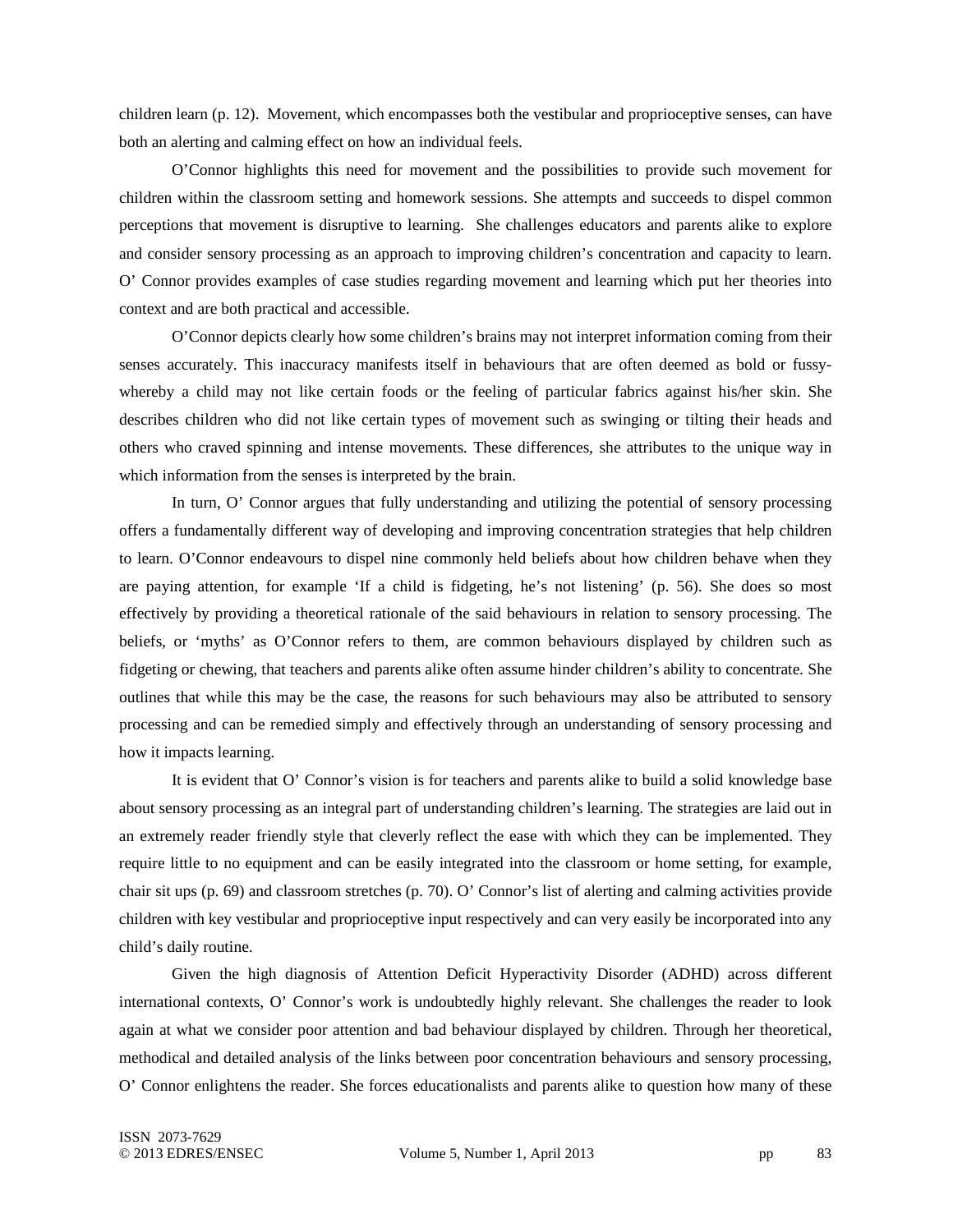children learn (p. 12). Movement, which encompasses both the vestibular and proprioceptive senses, can have both an alerting and calming effect on how an individual feels.

O'Connor highlights this need for movement and the possibilities to provide such movement for children within the classroom setting and homework sessions. She attempts and succeeds to dispel common perceptions that movement is disruptive to learning. She challenges educators and parents alike to explore and consider sensory processing as an approach to improving children's concentration and capacity to learn. O' Connor provides examples of case studies regarding movement and learning which put her theories into context and are both practical and accessible.

O'Connor depicts clearly how some children's brains may not interpret information coming from their senses accurately. This inaccuracy manifests itself in behaviours that are often deemed as bold or fussy- whereby a child may not like certain foods or the feeling of particular fabrics against his/her skin. She describes children who did not like certain types of movement such as swinging or tilting their heads and others who craved spinning and intense movements. These differences, she attributes to the unique way in which information from the senses is interpreted by the brain.

In turn, O' Connor argues that fully understanding and utilizing the potential of sensory processing offers a fundamentally different way of developing and improving concentration strategies that help children to learn. O'Connor endeavours to dispel nine commonly held beliefs about how children behave when they are paying attention, for example 'If a child is fidgeting, he's not listening' (p. 56). She does so most effectively by providing a theoretical rationale of the said behaviours in relation to sensory processing. The beliefs, or 'myths' as O'Connor refers to them, are common behaviours displayed by children such as fidgeting or chewing, that teachers and parents alike often assume hinder children's ability to concentrate. She outlines that while this may be the case, the reasons for such behaviours may also be attributed to sensory processing and can be remedied simply and effectively through an understanding of sensory processing and how it impacts learning.

It is evident that O' Connor's vision is for teachers and parents alike to build a solid knowledge base about sensory processing as an integral part of understanding children's learning. The strategies are laid out in an extremely reader friendly style that cleverly reflect the ease with which they can be implemented. They require little to no equipment and can be easily integrated into the classroom or home setting, for example, chair sit ups (p. 69) and classroom stretches (p. 70). O' Connor's list of alerting and calming activities provide children with key vestibular and proprioceptive input respectively and can very easily be incorporated into any child's daily routine.

Given the high diagnosis of Attention Deficit Hyperactivity Disorder (ADHD) across different international contexts, O' Connor's work is undoubtedly highly relevant. She challenges the reader to look again at what we consider poor attention and bad behaviour displayed by children. Through her theoretical, methodical and detailed analysis of the links between poor concentration behaviours and sensory processing, O' Connor enlightens the reader. She forces educationalists and parents alike to question how many of these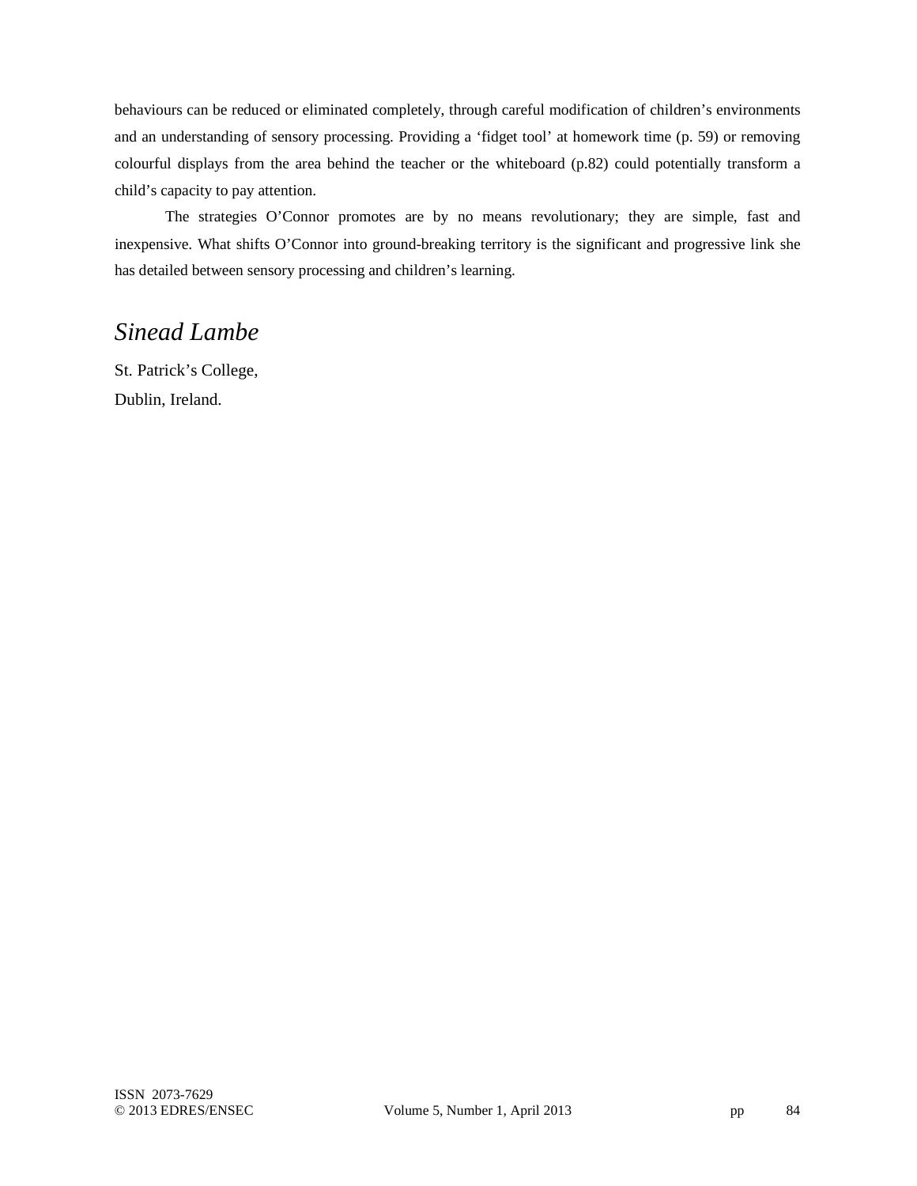behaviours can be reduced or eliminated completely, through careful modification of children's environments and an understanding of sensory processing. Providing a 'fidget tool' at homework time (p. 59) or removing colourful displays from the area behind the teacher or the whiteboard (p.82) could potentially transform a child's capacity to pay attention.

The strategies O'Connor promotes are by no means revolutionary; they are simple, fast and inexpensive. What shifts O'Connor into ground-breaking territory is the significant and progressive link she has detailed between sensory processing and children's learning.

*Sinead Lambe*

St. Patrick's College,
Dublin, Ireland.